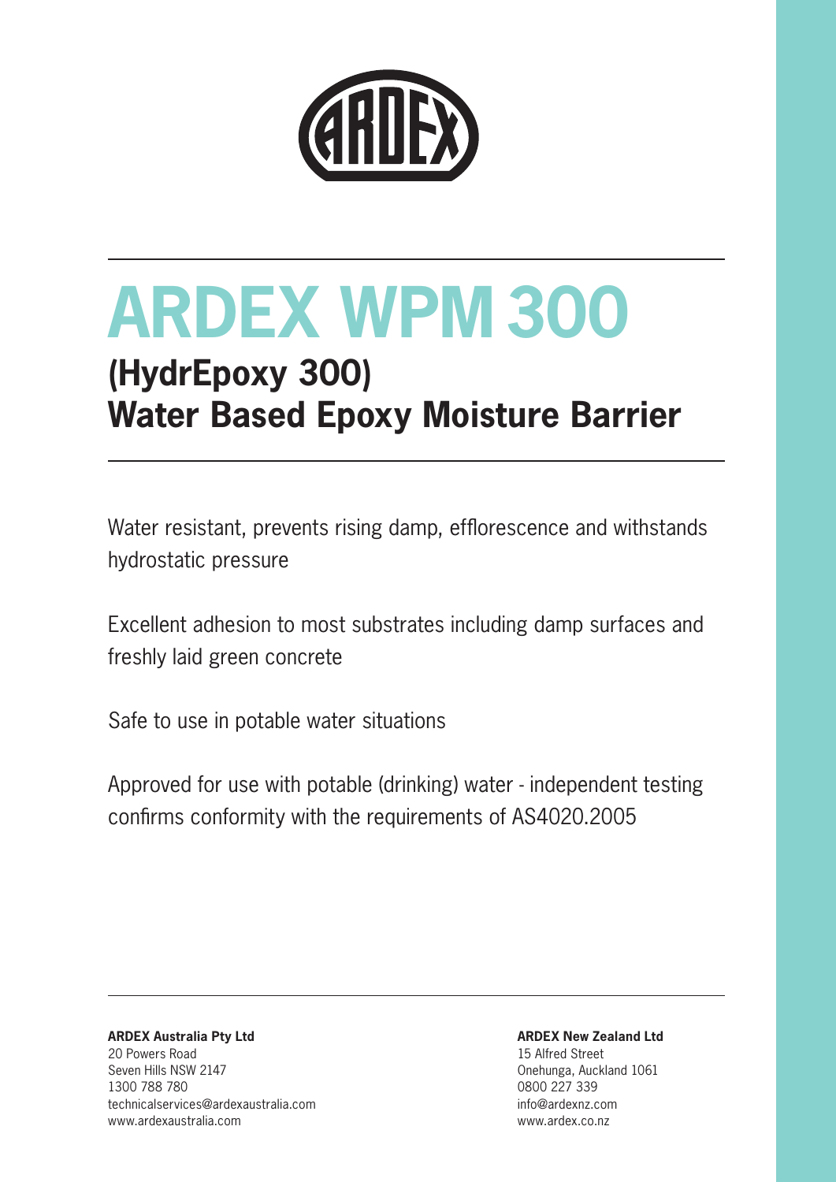# ARDEX WPM 300

## (HydrEpoxy 300)
## Water Based Epoxy Moisture Barrier

Water resistant, prevents rising damp, efflorescence and withstands hydrostatic pressure

Excellent adhesion to most substrates including damp surfaces and freshly laid green concrete

Safe to use in potable water situations

Approved for use with potable (drinking) water - independent testing confirms conformity with the requirements of AS4020.2005

**ARDEX Australia Pty Ltd**
20 Powers Road
Seven Hills NSW 2147
1300 788 780
technicalservices@ardexaustralia.com
www.ardexaustralia.com

**ARDEX New Zealand Ltd**
15 Alfred Street
Onehunga, Auckland 1061
0800 227 339
info@ardexnz.com
www.ardex.co.nz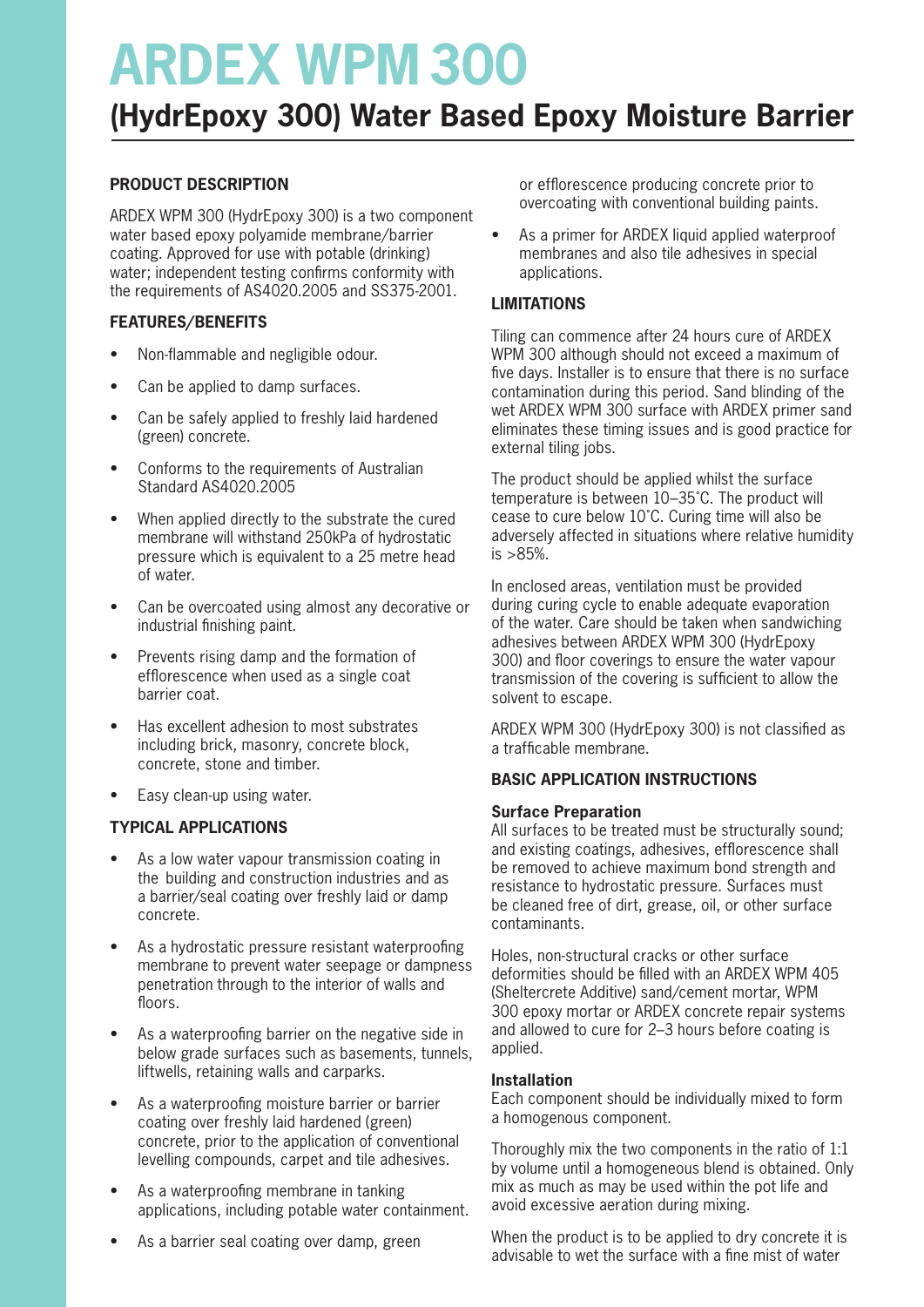# ARDEX WPM 300

## (HydrEpoxy 300) Water Based Epoxy Moisture Barrier

### PRODUCT DESCRIPTION

ARDEX WPM 300 (HydrEpoxy 300) is a two component water based epoxy polyamide membrane/barrier coating. Approved for use with potable (drinking) water; independent testing confirms conformity with the requirements of AS4020.2005 and SS375-2001.

### FEATURES/BENEFITS

- Non-flammable and negligible odour.
- Can be applied to damp surfaces.
- Can be safely applied to freshly laid hardened (green) concrete.
- Conforms to the requirements of Australian Standard AS4020.2005
- When applied directly to the substrate the cured membrane will withstand 250kPa of hydrostatic pressure which is equivalent to a 25 metre head of water.
- Can be overcoated using almost any decorative or industrial finishing paint.
- Prevents rising damp and the formation of efflorescence when used as a single coat barrier coat.
- Has excellent adhesion to most substrates including brick, masonry, concrete block, concrete, stone and timber.
- Easy clean-up using water.

### TYPICAL APPLICATIONS

- As a low water vapour transmission coating in the building and construction industries and as a barrier/seal coating over freshly laid or damp concrete.
- As a hydrostatic pressure resistant waterproofing membrane to prevent water seepage or dampness penetration through to the interior of walls and floors.
- As a waterproofing barrier on the negative side in below grade surfaces such as basements, tunnels, liftwells, retaining walls and carparks.
- As a waterproofing moisture barrier or barrier coating over freshly laid hardened (green) concrete, prior to the application of conventional levelling compounds, carpet and tile adhesives.
- As a waterproofing membrane in tanking applications, including potable water containment.
- As a barrier seal coating over damp, green or efflorescence producing concrete prior to overcoating with conventional building paints.
- As a primer for ARDEX liquid applied waterproof membranes and also tile adhesives in special applications.

### LIMITATIONS

Tiling can commence after 24 hours cure of ARDEX WPM 300 although should not exceed a maximum of five days. Installer is to ensure that there is no surface contamination during this period. Sand blinding of the wet ARDEX WPM 300 surface with ARDEX primer sand eliminates these timing issues and is good practice for external tiling jobs.

The product should be applied whilst the surface temperature is between 10–35˚C. The product will cease to cure below 10˚C. Curing time will also be adversely affected in situations where relative humidity is >85%.

In enclosed areas, ventilation must be provided during curing cycle to enable adequate evaporation of the water. Care should be taken when sandwiching adhesives between ARDEX WPM 300 (HydrEpoxy 300) and floor coverings to ensure the water vapour transmission of the covering is sufficient to allow the solvent to escape.

ARDEX WPM 300 (HydrEpoxy 300) is not classified as a trafficable membrane.

### BASIC APPLICATION INSTRUCTIONS

**Surface Preparation**

All surfaces to be treated must be structurally sound; and existing coatings, adhesives, efflorescence shall be removed to achieve maximum bond strength and resistance to hydrostatic pressure. Surfaces must be cleaned free of dirt, grease, oil, or other surface contaminants.

Holes, non-structural cracks or other surface deformities should be filled with an ARDEX WPM 405 (Sheltercrete Additive) sand/cement mortar, WPM 300 epoxy mortar or ARDEX concrete repair systems and allowed to cure for 2–3 hours before coating is applied.

**Installation**

Each component should be individually mixed to form a homogenous component.

Thoroughly mix the two components in the ratio of 1:1 by volume until a homogeneous blend is obtained. Only mix as much as may be used within the pot life and avoid excessive aeration during mixing.

When the product is to be applied to dry concrete it is advisable to wet the surface with a fine mist of water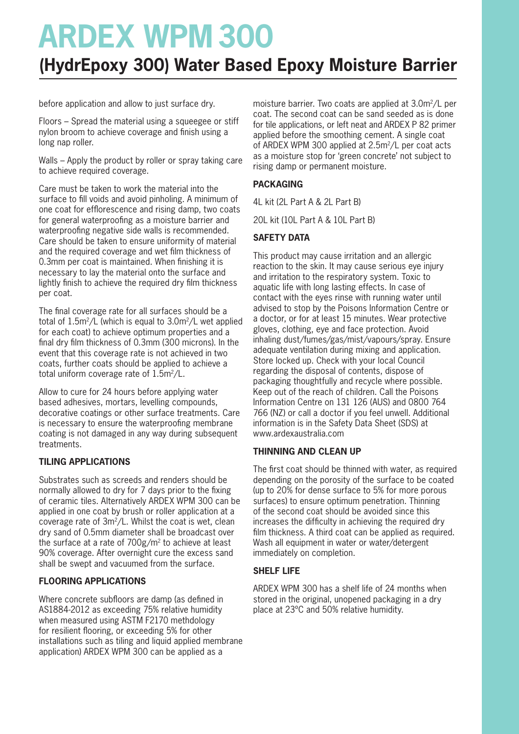# ARDEX WPM 300

## (HydrEpoxy 300) Water Based Epoxy Moisture Barrier

before application and allow to just surface dry.

Floors – Spread the material using a squeegee or stiff nylon broom to achieve coverage and finish using a long nap roller.

Walls – Apply the product by roller or spray taking care to achieve required coverage.

Care must be taken to work the material into the surface to fill voids and avoid pinholing. A minimum of one coat for efflorescence and rising damp, two coats for general waterproofing as a moisture barrier and waterproofing negative side walls is recommended. Care should be taken to ensure uniformity of material and the required coverage and wet film thickness of 0.3mm per coat is maintained. When finishing it is necessary to lay the material onto the surface and lightly finish to achieve the required dry film thickness per coat.

The final coverage rate for all surfaces should be a total of 1.5m$^2$/L (which is equal to 3.0m$^2$/L wet applied for each coat) to achieve optimum properties and a final dry film thickness of 0.3mm (300 microns). In the event that this coverage rate is not achieved in two coats, further coats should be applied to achieve a total uniform coverage rate of 1.5m$^2$/L.

Allow to cure for 24 hours before applying water based adhesives, mortars, levelling compounds, decorative coatings or other surface treatments. Care is necessary to ensure the waterproofing membrane coating is not damaged in any way during subsequent treatments.

### TILING APPLICATIONS

Substrates such as screeds and renders should be normally allowed to dry for 7 days prior to the fixing of ceramic tiles. Alternatively ARDEX WPM 300 can be applied in one coat by brush or roller application at a coverage rate of 3m$^2$/L. Whilst the coat is wet, clean dry sand of 0.5mm diameter shall be broadcast over the surface at a rate of 700g/m$^2$ to achieve at least 90% coverage. After overnight cure the excess sand shall be swept and vacuumed from the surface.

### FLOORING APPLICATIONS

Where concrete subfloors are damp (as defined in AS1884-2012 as exceeding 75% relative humidity when measured using ASTM F2170 methdology for resilient flooring, or exceeding 5% for other installations such as tiling and liquid applied membrane application) ARDEX WPM 300 can be applied as a moisture barrier. Two coats are applied at 3.0m$^2$/L per coat. The second coat can be sand seeded as is done for tile applications, or left neat and ARDEX P 82 primer applied before the smoothing cement. A single coat of ARDEX WPM 300 applied at 2.5m$^2$/L per coat acts as a moisture stop for 'green concrete' not subject to rising damp or permanent moisture.

### PACKAGING

4L kit (2L Part A & 2L Part B)

20L kit (10L Part A & 10L Part B)

### SAFETY DATA

This product may cause irritation and an allergic reaction to the skin. It may cause serious eye injury and irritation to the respiratory system. Toxic to aquatic life with long lasting effects. In case of contact with the eyes rinse with running water until advised to stop by the Poisons Information Centre or a doctor, or for at least 15 minutes. Wear protective gloves, clothing, eye and face protection. Avoid inhaling dust/fumes/gas/mist/vapours/spray. Ensure adequate ventilation during mixing and application. Store locked up. Check with your local Council regarding the disposal of contents, dispose of packaging thoughtfully and recycle where possible. Keep out of the reach of children. Call the Poisons Information Centre on 131 126 (AUS) and 0800 764 766 (NZ) or call a doctor if you feel unwell. Additional information is in the Safety Data Sheet (SDS) at www.ardexaustralia.com

### THINNING AND CLEAN UP

The first coat should be thinned with water, as required depending on the porosity of the surface to be coated (up to 20% for dense surface to 5% for more porous surfaces) to ensure optimum penetration. Thinning of the second coat should be avoided since this increases the difficulty in achieving the required dry film thickness. A third coat can be applied as required. Wash all equipment in water or water/detergent immediately on completion.

### SHELF LIFE

ARDEX WPM 300 has a shelf life of 24 months when stored in the original, unopened packaging in a dry place at 23ºC and 50% relative humidity.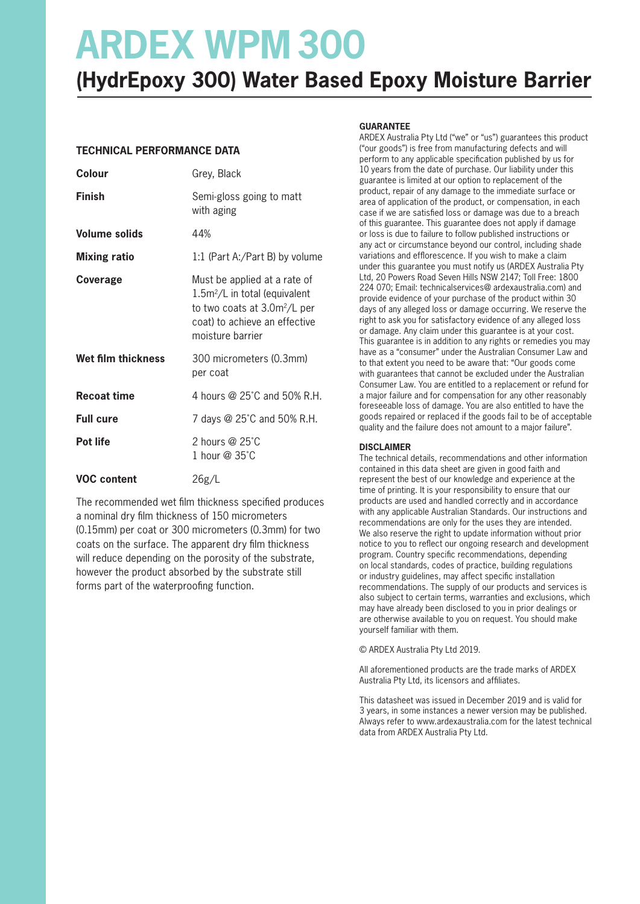# ARDEX WPM 300

## (HydrEpoxy 300) Water Based Epoxy Moisture Barrier

### TECHNICAL PERFORMANCE DATA

| | |
|---|---|
| **Colour** | Grey, Black |
| **Finish** | Semi-gloss going to matt with aging |
| **Volume solids** | 44% |
| **Mixing ratio** | 1:1 (Part A:/Part B) by volume |
| **Coverage** | Must be applied at a rate of 1.5m²/L in total (equivalent to two coats at 3.0m²/L per coat) to achieve an effective moisture barrier |
| **Wet film thickness** | 300 micrometers (0.3mm) per coat |
| **Recoat time** | 4 hours @ 25°C and 50% R.H. |
| **Full cure** | 7 days @ 25°C and 50% R.H. |
| **Pot life** | 2 hours @ 25°C<br>1 hour @ 35°C |
| **VOC content** | 26g/L |

The recommended wet film thickness specified produces a nominal dry film thickness of 150 micrometers (0.15mm) per coat or 300 micrometers (0.3mm) for two coats on the surface. The apparent dry film thickness will reduce depending on the porosity of the substrate, however the product absorbed by the substrate still forms part of the waterproofing function.

#### GUARANTEE

ARDEX Australia Pty Ltd ("we" or "us") guarantees this product ("our goods") is free from manufacturing defects and will perform to any applicable specification published by us for 10 years from the date of purchase. Our liability under this guarantee is limited at our option to replacement of the product, repair of any damage to the immediate surface or area of application of the product, or compensation, in each case if we are satisfied loss or damage was due to a breach of this guarantee. This guarantee does not apply if damage or loss is due to failure to follow published instructions or any act or circumstance beyond our control, including shade variations and efflorescence. If you wish to make a claim under this guarantee you must notify us (ARDEX Australia Pty Ltd, 20 Powers Road Seven Hills NSW 2147; Toll Free: 1800 224 070; Email: technicalservices@ ardexaustralia.com) and provide evidence of your purchase of the product within 30 days of any alleged loss or damage occurring. We reserve the right to ask you for satisfactory evidence of any alleged loss or damage. Any claim under this guarantee is at your cost. This guarantee is in addition to any rights or remedies you may have as a "consumer" under the Australian Consumer Law and to that extent you need to be aware that: "Our goods come with guarantees that cannot be excluded under the Australian Consumer Law. You are entitled to a replacement or refund for a major failure and for compensation for any other reasonably foreseeable loss of damage. You are also entitled to have the goods repaired or replaced if the goods fail to be of acceptable quality and the failure does not amount to a major failure".

#### DISCLAIMER

The technical details, recommendations and other information contained in this data sheet are given in good faith and represent the best of our knowledge and experience at the time of printing. It is your responsibility to ensure that our products are used and handled correctly and in accordance with any applicable Australian Standards. Our instructions and recommendations are only for the uses they are intended. We also reserve the right to update information without prior notice to you to reflect our ongoing research and development program. Country specific recommendations, depending on local standards, codes of practice, building regulations or industry guidelines, may affect specific installation recommendations. The supply of our products and services is also subject to certain terms, warranties and exclusions, which may have already been disclosed to you in prior dealings or are otherwise available to you on request. You should make yourself familiar with them.

© ARDEX Australia Pty Ltd 2019.

All aforementioned products are the trade marks of ARDEX Australia Pty Ltd, its licensors and affiliates.

This datasheet was issued in December 2019 and is valid for 3 years, in some instances a newer version may be published. Always refer to www.ardexaustralia.com for the latest technical data from ARDEX Australia Pty Ltd.